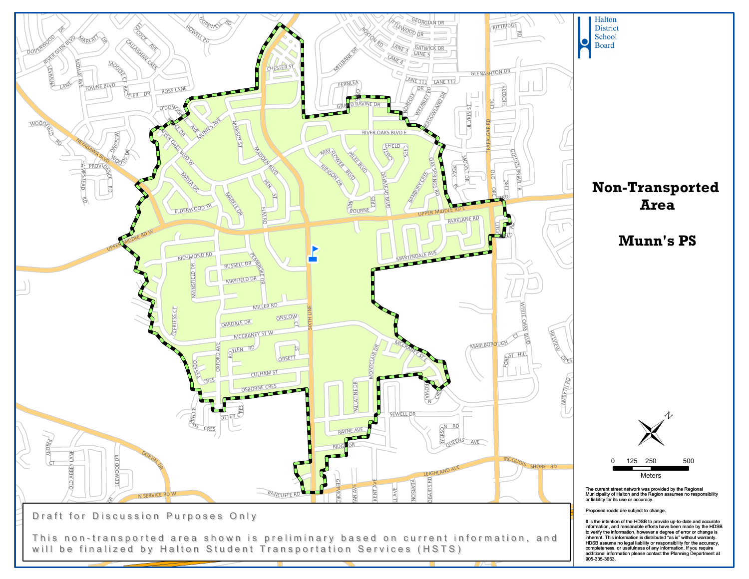Halton District School Board

# Non-Transported Area

# Munn's PS

0 125 250 500
Meters

The current street network was provided by the Regional Municipality of Halton and the Region assumes no responsibility or liability for its use or accuracy.

Proposed roads are subject to change.

It is the intention of the HDSB to provide up-to-date and accurate information, and reasonable efforts have been made by the HDSB to verify the information, however a degree of error or change is inherent. This information is distributed "as is" without warranty. HDSB assume no legal liability or responsibility for the accuracy, completeness, or usefulness of any information. If you require additional information please contact the Planning Department at 905-335-3663.

Draft for Discussion Purposes Only

This non-transported area shown is preliminary based on current information, and will be finalized by Halton Student Transportation Services (HSTS)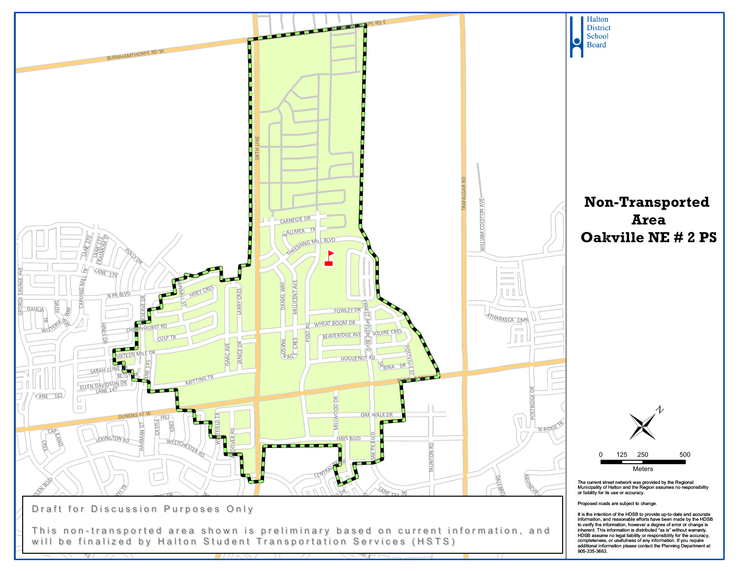Halton District School Board

# Non-Transported Area Oakville NE # 2 PS

Draft for Discussion Purposes Only

This non-transported area shown is preliminary based on current information, and will be finalized by Halton Student Transportation Services (HSTS)

0 125 250 500

Meters

The current street network was provided by the Regional Municipality of Halton and the Region assumes no responsibility or liability for its use or accuracy.

Proposed roads are subject to change.

It is the intention of the HDSB to provide up-to-date and accurate information, and reasonable efforts have been made by the HDSB to verify the information, however a degree of error or change is inherent. This information is distributed "as is" without warranty. HDSB assume no legal liability or responsibility for the accuracy, completeness, or usefulness of any information. If you require additional information please contact the Planning Department at 905-335-3663.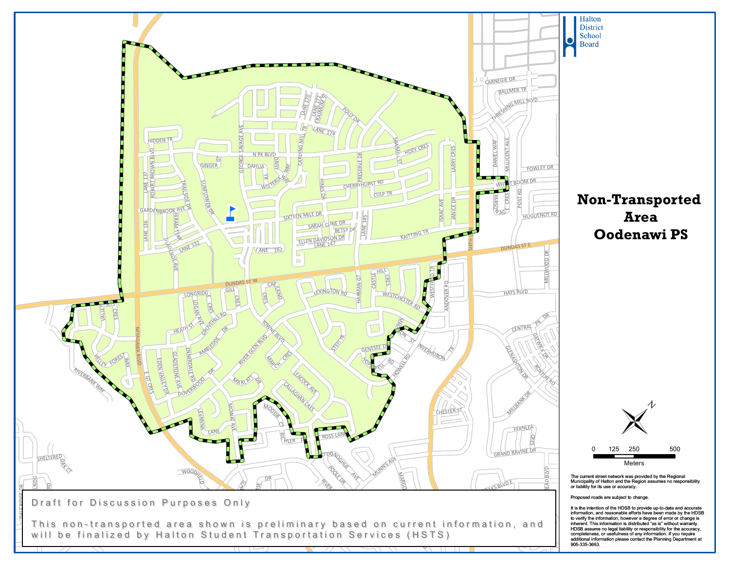Halton District School Board

# Non-Transported Area Oodenawi PS

0 125 250 500

Meters

The current street network was provided by the Regional Municipality of Halton and the Region assumes no responsibility or liability for its use or accuracy.

Proposed roads are subject to change.

It is the intention of the HDSB to provide up-to-date and accurate information, and reasonable efforts have been made by the HDSB to verify the information, however a degree of error or change is inherent. This information is distributed "as is" without warranty. HDSB assume no legal liability or responsibility for the accuracy, completeness, or usefulness of any information. If you require additional information please contact the Planning Department at 905-335-3663.

Draft for Discussion Purposes Only

This non-transported area shown is preliminary based on current information, and will be finalized by Halton Student Transportation Services (HSTS)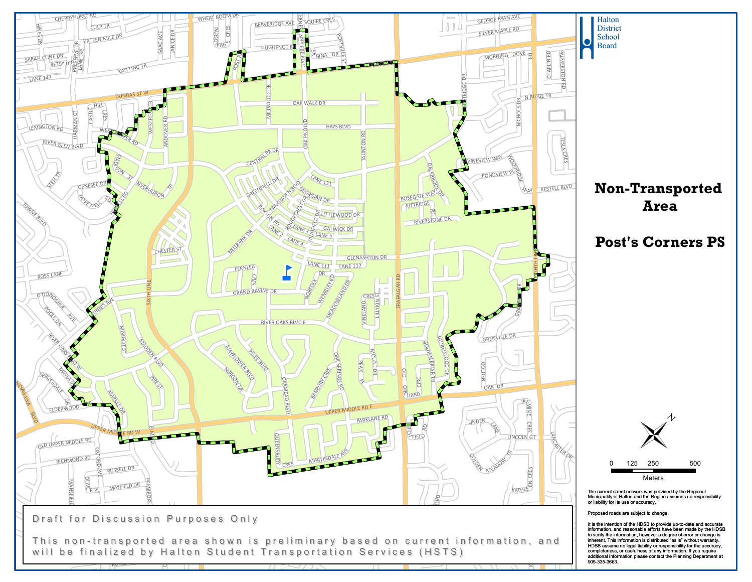Halton District School Board

# Non-Transported Area

# Post's Corners PS

0 125 250 500

Meters

The current street network was provided by the Regional Municipality of Halton and the Region assumes no responsibility or liability for its use or accuracy.

Proposed roads are subject to change.

It is the intention of the HDSB to provide up-to-date and accurate information, and reasonable efforts have been made by the HDSB to verify the information, however a degree of error or change is inherent. This information is distributed "as is" without warranty. HDSB assume no legal liability or responsibility for the accuracy, completeness, or usefulness of any information. If you require additional information please contact the Planning Department at 905-335-3663.

Draft for Discussion Purposes Only

This non-transported area shown is preliminary based on current information, and will be finalized by Halton Student Transportation Services (HSTS)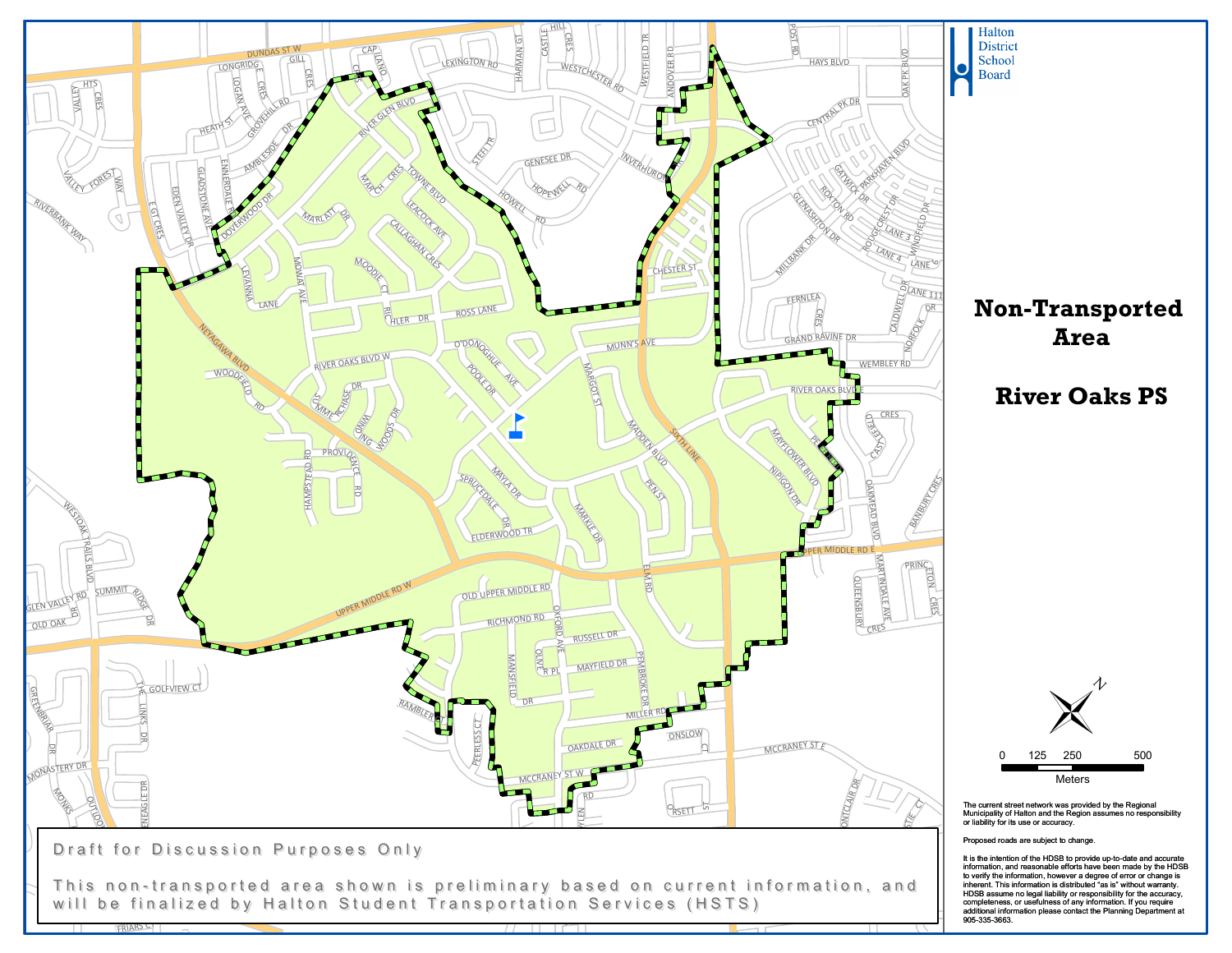Halton District School Board

# Non-Transported Area

# River Oaks PS

0 125 250 500

Meters

The current street network was provided by the Regional Municipality of Halton and the Region assumes no responsibility or liability for its use or accuracy.

Proposed roads are subject to change.

It is the intention of the HDSB to provide up-to-date and accurate information, and reasonable efforts have been made by the HDSB to verify the information, however a degree of error or change is inherent. This information is distributed "as is" without warranty. HDSB assume no legal liability or responsibility for the accuracy, completeness, or usefulness of any information. If you require additional information please contact the Planning Department at 905-335-3663.

Draft for Discussion Purposes Only

This non-transported area shown is preliminary based on current information, and will be finalized by Halton Student Transportation Services (HSTS)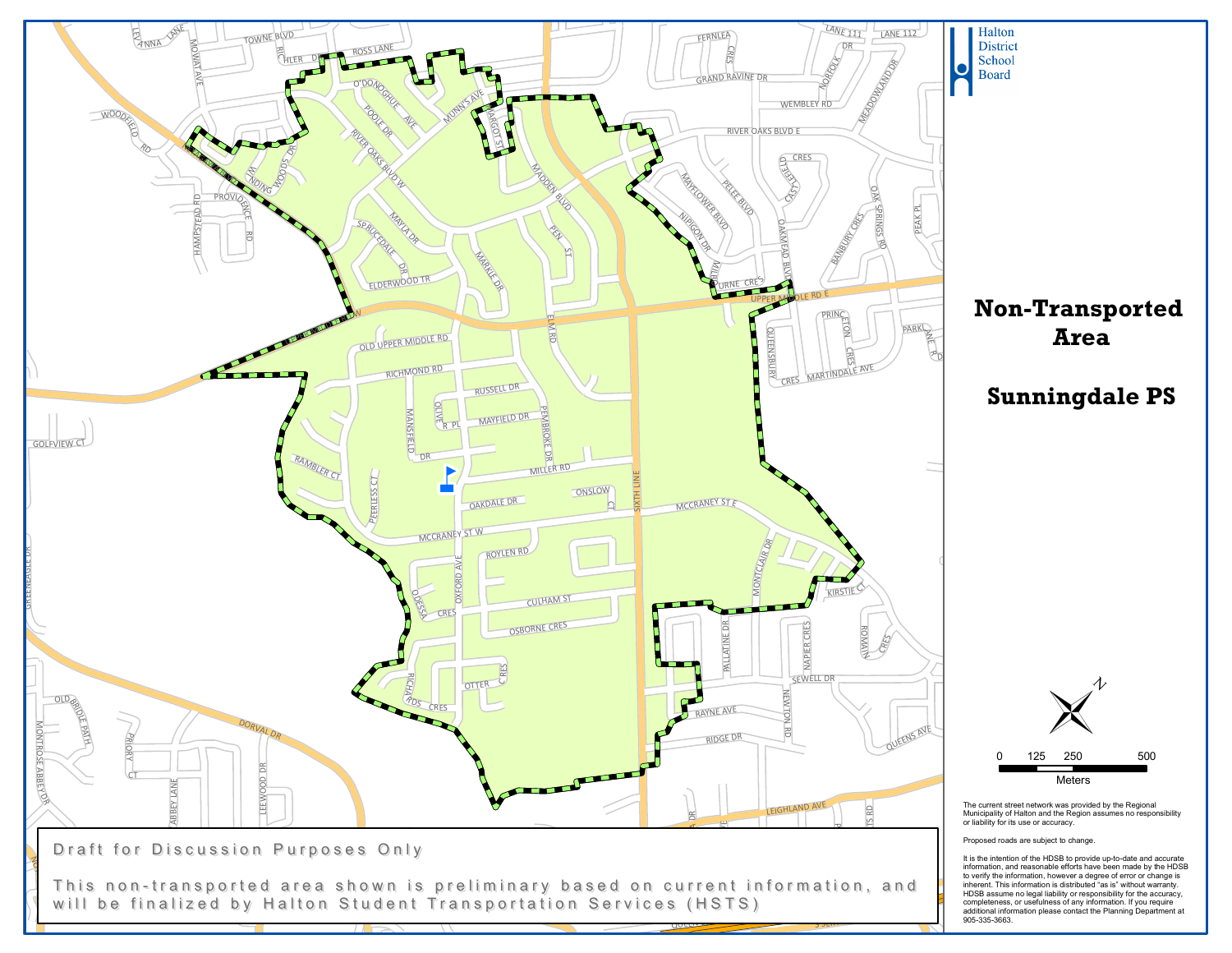Halton District School Board

# Non-Transported Area

# Sunningdale PS

0 125 250 500

Meters

The current street network was provided by the Regional Municipality of Halton and the Region assumes no responsibility or liability for its use or accuracy.

Proposed roads are subject to change.

It is the intention of the HDSB to provide up-to-date and accurate information, and reasonable efforts have been made by the HDSB to verify the information, however a degree of error or change is inherent. This information is distributed "as is" without warranty. HDSB assume no legal liability or responsibility for the accuracy, completeness, or usefulness of any information. If you require additional information please contact the Planning Department at 905-335-3663.

Draft for Discussion Purposes Only

This non-transported area shown is preliminary based on current information, and will be finalized by Halton Student Transportation Services (HSTS)